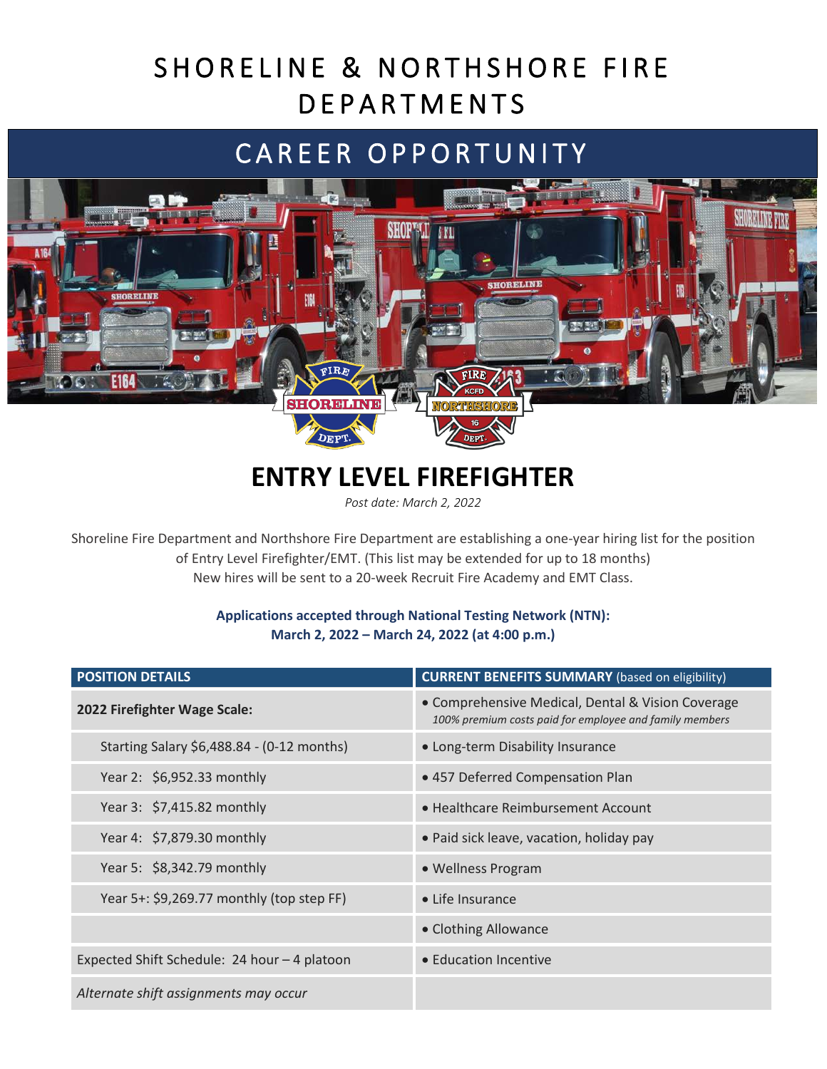# SHORELINE & NORTHSHORE FIRE DEPARTMENTS

## CAREER OPPORTUNITY

# ENTRY LEVEL FIREFIGHTER

*Post date: March 2, 2022*

Shoreline Fire Department and Northshore Fire Department are establishing a one-year hiring list for the position of Entry Level Firefighter/EMT. (This list may be extended for up to 18 months)
New hires will be sent to a 20-week Recruit Fire Academy and EMT Class.

**Applications accepted through National Testing Network (NTN):**
**March 2, 2022 – March 24, 2022 (at 4:00 p.m.)**

| POSITION DETAILS | CURRENT BENEFITS SUMMARY (based on eligibility) |
|---|---|
| **2022 Firefighter Wage Scale:** | • Comprehensive Medical, Dental & Vision Coverage *100% premium costs paid for employee and family members* |
| Starting Salary $6,488.84 - (0-12 months) | • Long-term Disability Insurance |
| Year 2: $6,952.33 monthly | • 457 Deferred Compensation Plan |
| Year 3: $7,415.82 monthly | • Healthcare Reimbursement Account |
| Year 4: $7,879.30 monthly | • Paid sick leave, vacation, holiday pay |
| Year 5: $8,342.79 monthly | • Wellness Program |
| Year 5+: $9,269.77 monthly (top step FF) | • Life Insurance |
| | • Clothing Allowance |
| Expected Shift Schedule: 24 hour – 4 platoon | • Education Incentive |
| *Alternate shift assignments may occur* | |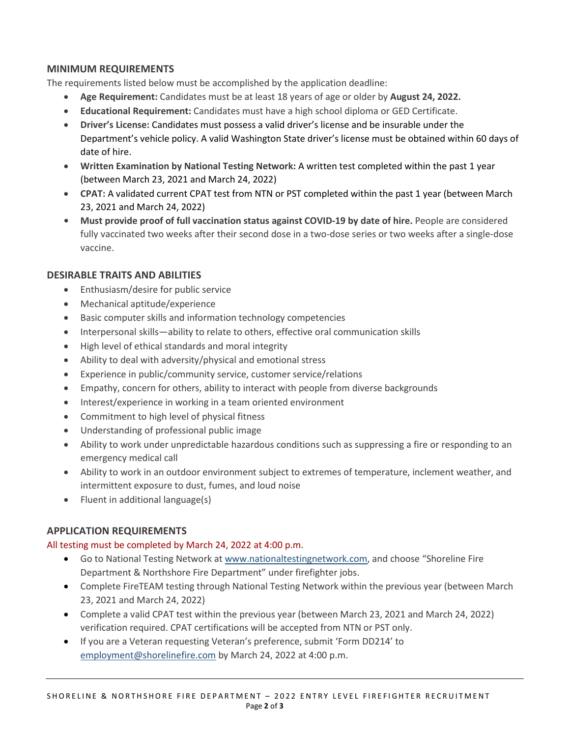## MINIMUM REQUIREMENTS

The requirements listed below must be accomplished by the application deadline:

- **Age Requirement:** Candidates must be at least 18 years of age or older by **August 24, 2022.**
- **Educational Requirement:** Candidates must have a high school diploma or GED Certificate.
- **Driver's License:** Candidates must possess a valid driver's license and be insurable under the Department's vehicle policy. A valid Washington State driver's license must be obtained within 60 days of date of hire.
- **Written Examination by National Testing Network:** A written test completed within the past 1 year (between March 23, 2021 and March 24, 2022)
- **CPAT:** A validated current CPAT test from NTN or PST completed within the past 1 year (between March 23, 2021 and March 24, 2022)
- **Must provide proof of full vaccination status against COVID-19 by date of hire.** People are considered fully vaccinated two weeks after their second dose in a two-dose series or two weeks after a single-dose vaccine.

## DESIRABLE TRAITS AND ABILITIES

- Enthusiasm/desire for public service
- Mechanical aptitude/experience
- Basic computer skills and information technology competencies
- Interpersonal skills—ability to relate to others, effective oral communication skills
- High level of ethical standards and moral integrity
- Ability to deal with adversity/physical and emotional stress
- Experience in public/community service, customer service/relations
- Empathy, concern for others, ability to interact with people from diverse backgrounds
- Interest/experience in working in a team oriented environment
- Commitment to high level of physical fitness
- Understanding of professional public image
- Ability to work under unpredictable hazardous conditions such as suppressing a fire or responding to an emergency medical call
- Ability to work in an outdoor environment subject to extremes of temperature, inclement weather, and intermittent exposure to dust, fumes, and loud noise
- Fluent in additional language(s)

## APPLICATION REQUIREMENTS

All testing must be completed by March 24, 2022 at 4:00 p.m.

- Go to National Testing Network at www.nationaltestingnetwork.com, and choose "Shoreline Fire Department & Northshore Fire Department" under firefighter jobs.
- Complete FireTEAM testing through National Testing Network within the previous year (between March 23, 2021 and March 24, 2022)
- Complete a valid CPAT test within the previous year (between March 23, 2021 and March 24, 2022) verification required. CPAT certifications will be accepted from NTN or PST only.
- If you are a Veteran requesting Veteran's preference, submit 'Form DD214' to employment@shorelinefire.com by March 24, 2022 at 4:00 p.m.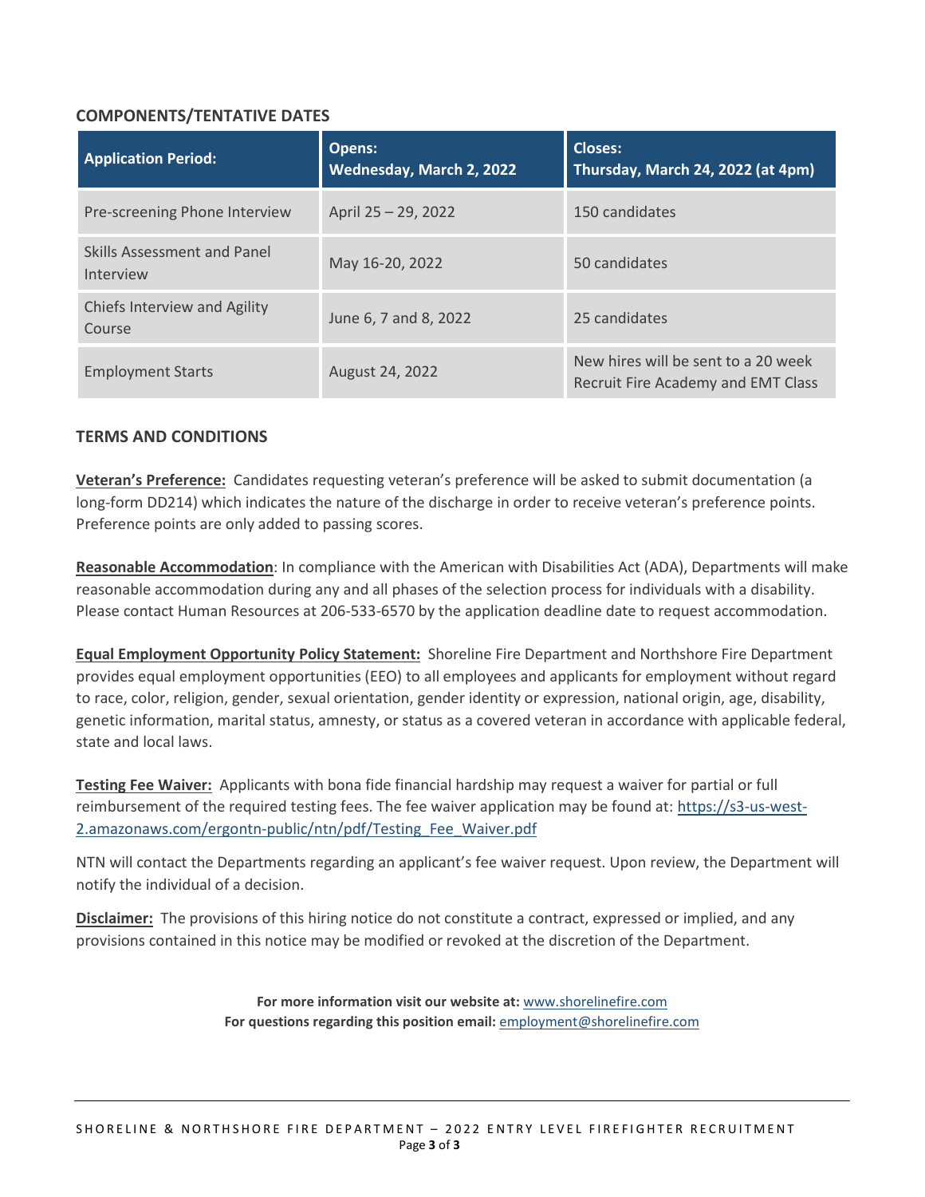## COMPONENTS/TENTATIVE DATES

| **Application Period:** | **Opens: Wednesday, March 2, 2022** | **Closes: Thursday, March 24, 2022 (at 4pm)** |
|---|---|---|
| Pre-screening Phone Interview | April 25 – 29, 2022 | 150 candidates |
| Skills Assessment and Panel Interview | May 16-20, 2022 | 50 candidates |
| Chiefs Interview and Agility Course | June 6, 7 and 8, 2022 | 25 candidates |
| Employment Starts | August 24, 2022 | New hires will be sent to a 20 week Recruit Fire Academy and EMT Class |

## TERMS AND CONDITIONS

**Veteran's Preference:** Candidates requesting veteran's preference will be asked to submit documentation (a long-form DD214) which indicates the nature of the discharge in order to receive veteran's preference points. Preference points are only added to passing scores.

**Reasonable Accommodation**: In compliance with the American with Disabilities Act (ADA), Departments will make reasonable accommodation during any and all phases of the selection process for individuals with a disability. Please contact Human Resources at 206-533-6570 by the application deadline date to request accommodation.

**Equal Employment Opportunity Policy Statement:** Shoreline Fire Department and Northshore Fire Department provides equal employment opportunities (EEO) to all employees and applicants for employment without regard to race, color, religion, gender, sexual orientation, gender identity or expression, national origin, age, disability, genetic information, marital status, amnesty, or status as a covered veteran in accordance with applicable federal, state and local laws.

**Testing Fee Waiver:** Applicants with bona fide financial hardship may request a waiver for partial or full reimbursement of the required testing fees. The fee waiver application may be found at: https://s3-us-west-2.amazonaws.com/ergontn-public/ntn/pdf/Testing_Fee_Waiver.pdf

NTN will contact the Departments regarding an applicant's fee waiver request. Upon review, the Department will notify the individual of a decision.

**Disclaimer:** The provisions of this hiring notice do not constitute a contract, expressed or implied, and any provisions contained in this notice may be modified or revoked at the discretion of the Department.

**For more information visit our website at:** www.shorelinefire.com
**For questions regarding this position email:** employment@shorelinefire.com